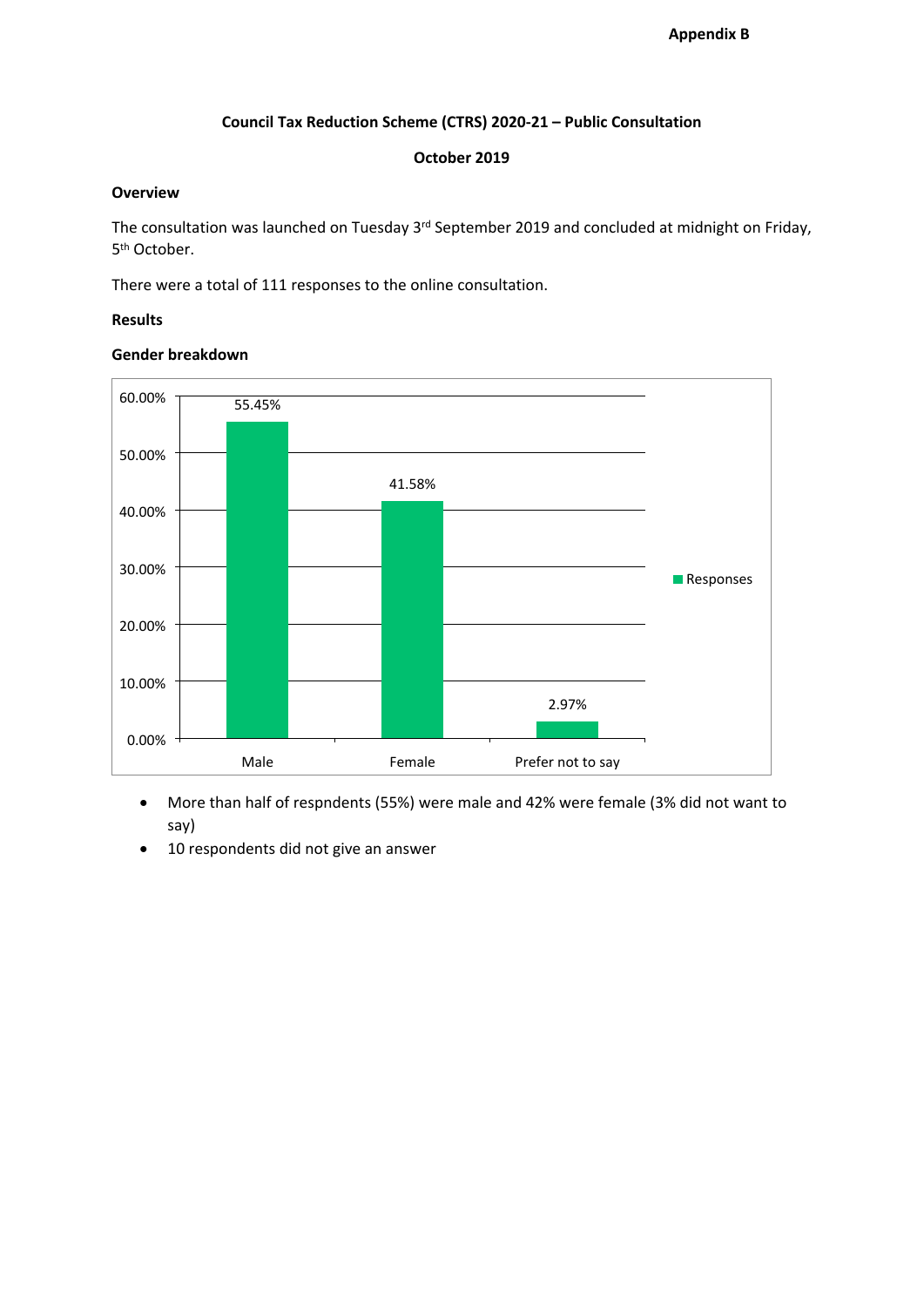**Appendix B**

# Council Tax Reduction Scheme (CTRS) 2020-21 – Public Consultation

**October 2019**

## Overview

The consultation was launched on Tuesday 3rd September 2019 and concluded at midnight on Friday, 5th October.

There were a total of 111 responses to the online consultation.

## Results

### Gender breakdown

| | Responses |
|---|---|
| Male | 55.45% |
| Female | 41.58% |
| Prefer not to say | 2.97% |

- More than half of respndents (55%) were male and 42% were female (3% did not want to say)
- 10 respondents did not give an answer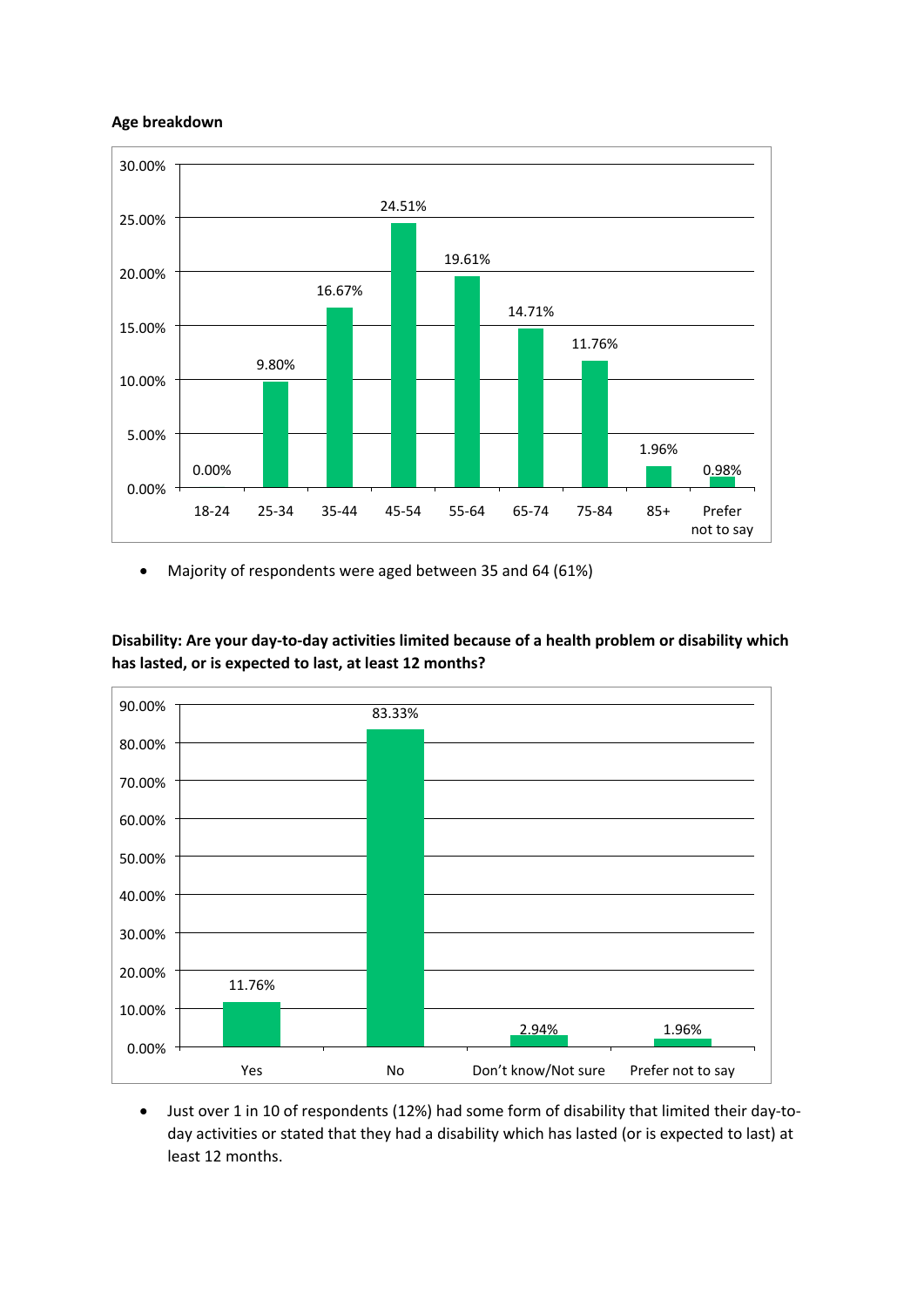**Age breakdown**

| Age | Percentage |
|---|---|
| 18-24 | 0.00% |
| 25-34 | 9.80% |
| 35-44 | 16.67% |
| 45-54 | 24.51% |
| 55-64 | 19.61% |
| 65-74 | 14.71% |
| 75-84 | 11.76% |
| 85+ | 1.96% |
| Prefer not to say | 0.98% |

- Majority of respondents were aged between 35 and 64 (61%)

**Disability: Are your day-to-day activities limited because of a health problem or disability which has lasted, or is expected to last, at least 12 months?**

| Response | Percentage |
|---|---|
| Yes | 11.76% |
| No | 83.33% |
| Don't know/Not sure | 2.94% |
| Prefer not to say | 1.96% |

- Just over 1 in 10 of respondents (12%) had some form of disability that limited their day-to-day activities or stated that they had a disability which has lasted (or is expected to last) at least 12 months.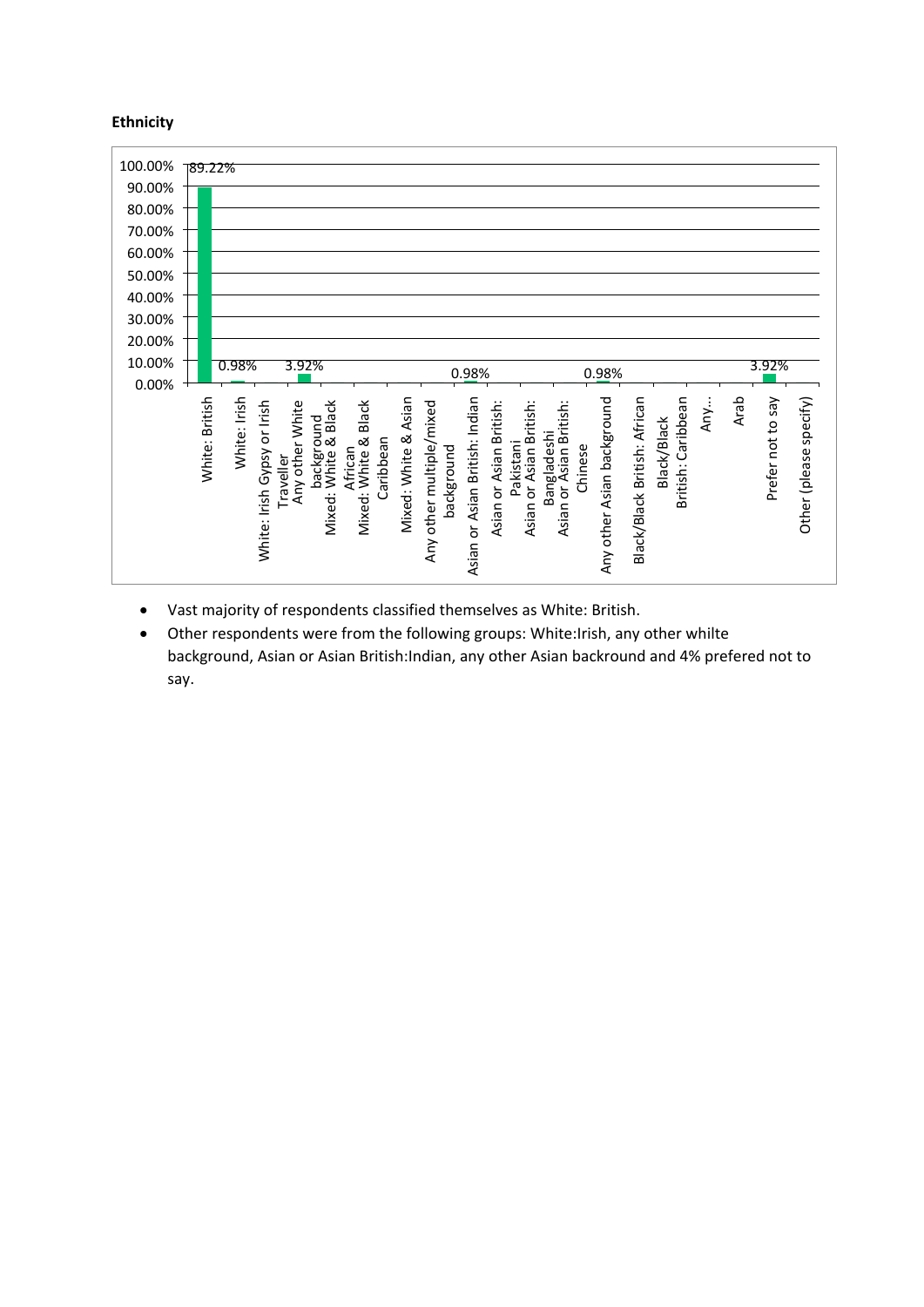**Ethnicity**

| Ethnicity | Percentage |
|---|---|
| White: British | 89.22% |
| White: Irish | 0.98% |
| White: Irish Gypsy or Irish Traveller | |
| Any other White background | 3.92% |
| Mixed: White & Black African | |
| Mixed: White & Black Caribbean | |
| Mixed: White & Asian | |
| Any other multiple/mixed background | |
| Asian or Asian British: Indian | 0.98% |
| Asian or Asian British: Pakistani | |
| Asian or Asian British: Bangladeshi | |
| Asian or Asian British: Chinese | |
| Any other Asian background | 0.98% |
| Black/Black British: African | |
| Black/Black British: Caribbean | |
| Any… | |
| Arab | |
| Prefer not to say | 3.92% |
| Other (please specify) | |

- Vast majority of respondents classified themselves as White: British.
- Other respondents were from the following groups: White:Irish, any other whilte background, Asian or Asian British:Indian, any other Asian backround and 4% prefered not to say.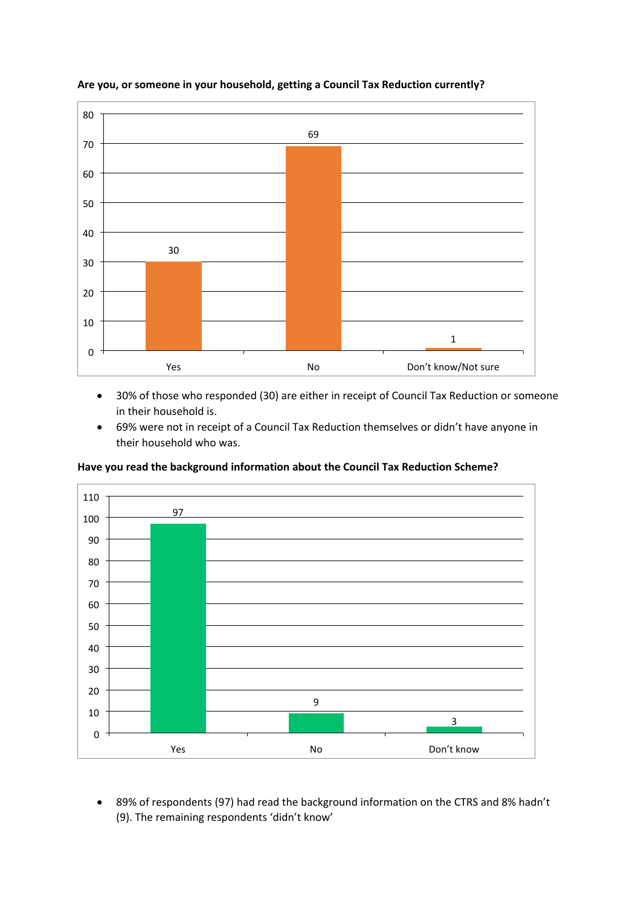**Are you, or someone in your household, getting a Council Tax Reduction currently?**

| Response | Count |
|---|---|
| Yes | 30 |
| No | 69 |
| Don't know/Not sure | 1 |

- 30% of those who responded (30) are either in receipt of Council Tax Reduction or someone in their household is.
- 69% were not in receipt of a Council Tax Reduction themselves or didn't have anyone in their household who was.

**Have you read the background information about the Council Tax Reduction Scheme?**

| Response | Count |
|---|---|
| Yes | 97 |
| No | 9 |
| Don't know | 3 |

- 89% of respondents (97) had read the background information on the CTRS and 8% hadn't (9). The remaining respondents 'didn't know'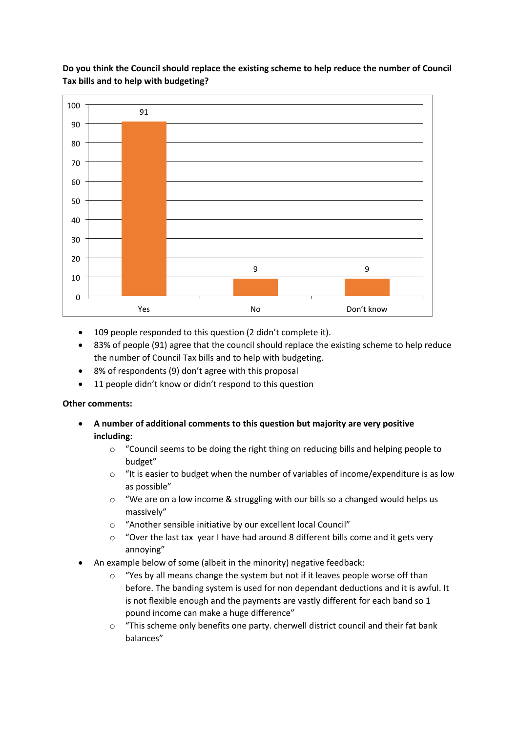**Do you think the Council should replace the existing scheme to help reduce the number of Council Tax bills and to help with budgeting?**

| Response | Count |
|---|---|
| Yes | 91 |
| No | 9 |
| Don't know | 9 |

- 109 people responded to this question (2 didn't complete it).
- 83% of people (91) agree that the council should replace the existing scheme to help reduce the number of Council Tax bills and to help with budgeting.
- 8% of respondents (9) don't agree with this proposal
- 11 people didn't know or didn't respond to this question

**Other comments:**

- **A number of additional comments to this question but majority are very positive including:**
  - "Council seems to be doing the right thing on reducing bills and helping people to budget"
  - "It is easier to budget when the number of variables of income/expenditure is as low as possible"
  - "We are on a low income & struggling with our bills so a changed would helps us massively"
  - "Another sensible initiative by our excellent local Council"
  - "Over the last tax year I have had around 8 different bills come and it gets very annoying"
- An example below of some (albeit in the minority) negative feedback:
  - "Yes by all means change the system but not if it leaves people worse off than before. The banding system is used for non dependant deductions and it is awful. It is not flexible enough and the payments are vastly different for each band so 1 pound income can make a huge difference"
  - "This scheme only benefits one party. cherwell district council and their fat bank balances"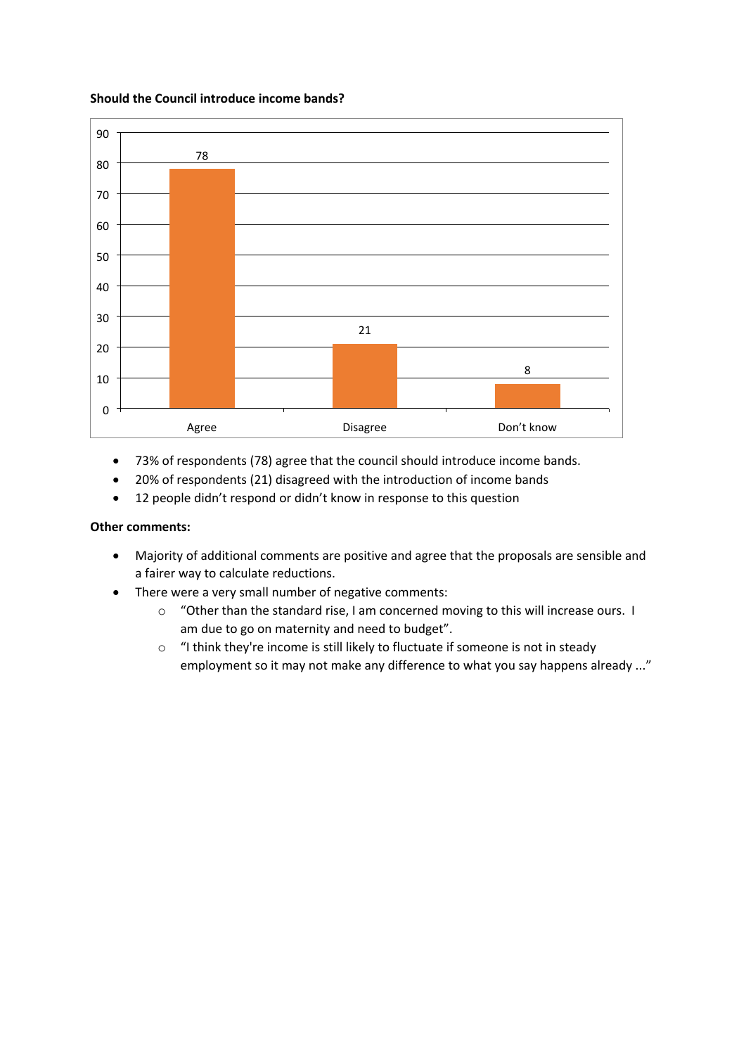**Should the Council introduce income bands?**

| | Agree | Disagree | Don't know |
|---|---|---|---|
| Responses | 78 | 21 | 8 |

- 73% of respondents (78) agree that the council should introduce income bands.
- 20% of respondents (21) disagreed with the introduction of income bands
- 12 people didn't respond or didn't know in response to this question

**Other comments:**

- Majority of additional comments are positive and agree that the proposals are sensible and a fairer way to calculate reductions.
- There were a very small number of negative comments:
  - "Other than the standard rise, I am concerned moving to this will increase ours. I am due to go on maternity and need to budget".
  - "I think they're income is still likely to fluctuate if someone is not in steady employment so it may not make any difference to what you say happens already ..."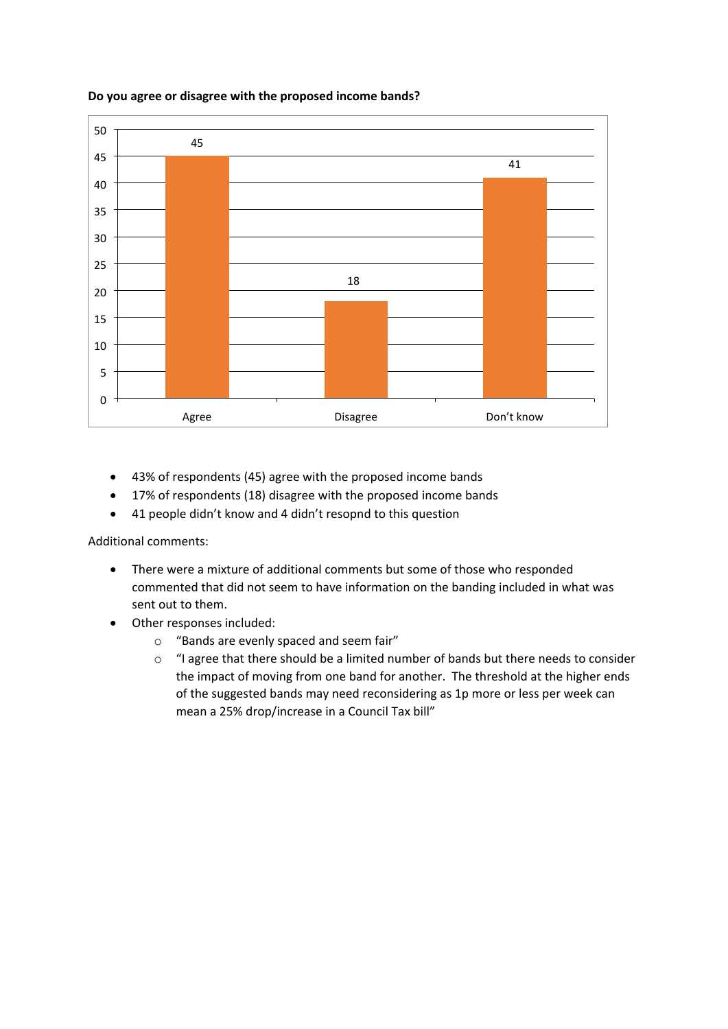**Do you agree or disagree with the proposed income bands?**

| Response | Count |
|---|---|
| Agree | 45 |
| Disagree | 18 |
| Don't know | 41 |

- 43% of respondents (45) agree with the proposed income bands
- 17% of respondents (18) disagree with the proposed income bands
- 41 people didn't know and 4 didn't resopnd to this question

Additional comments:

- There were a mixture of additional comments but some of those who responded commented that did not seem to have information on the banding included in what was sent out to them.
- Other responses included:
    - "Bands are evenly spaced and seem fair"
    - "I agree that there should be a limited number of bands but there needs to consider the impact of moving from one band for another. The threshold at the higher ends of the suggested bands may need reconsidering as 1p more or less per week can mean a 25% drop/increase in a Council Tax bill"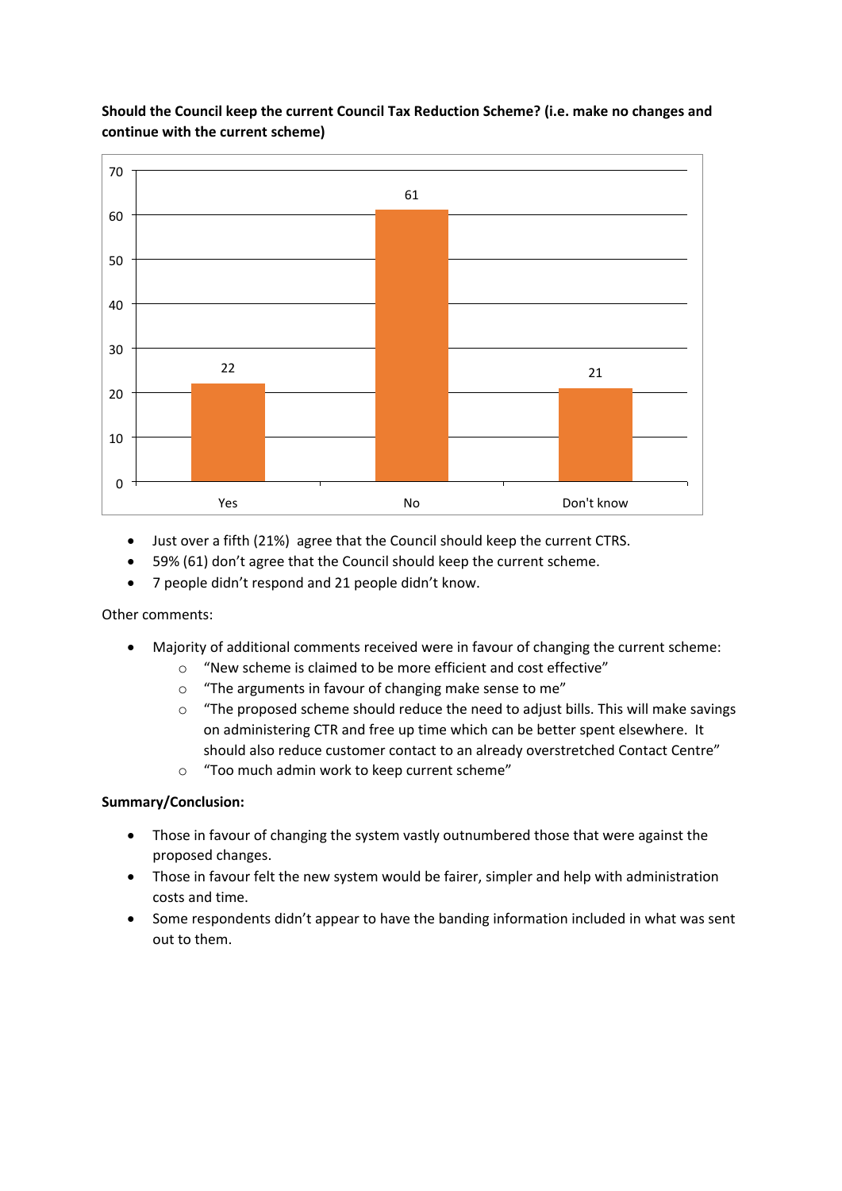**Should the Council keep the current Council Tax Reduction Scheme? (i.e. make no changes and continue with the current scheme)**

70
60
50
40
30
20
10
0

22
61
21

Yes
No
Don't know

- Just over a fifth (21%) agree that the Council should keep the current CTRS.
- 59% (61) don't agree that the Council should keep the current scheme.
- 7 people didn't respond and 21 people didn't know.

Other comments:

- Majority of additional comments received were in favour of changing the current scheme:
    - "New scheme is claimed to be more efficient and cost effective"
    - "The arguments in favour of changing make sense to me"
    - "The proposed scheme should reduce the need to adjust bills. This will make savings on administering CTR and free up time which can be better spent elsewhere. It should also reduce customer contact to an already overstretched Contact Centre"
    - "Too much admin work to keep current scheme"

**Summary/Conclusion:**

- Those in favour of changing the system vastly outnumbered those that were against the proposed changes.
- Those in favour felt the new system would be fairer, simpler and help with administration costs and time.
- Some respondents didn't appear to have the banding information included in what was sent out to them.